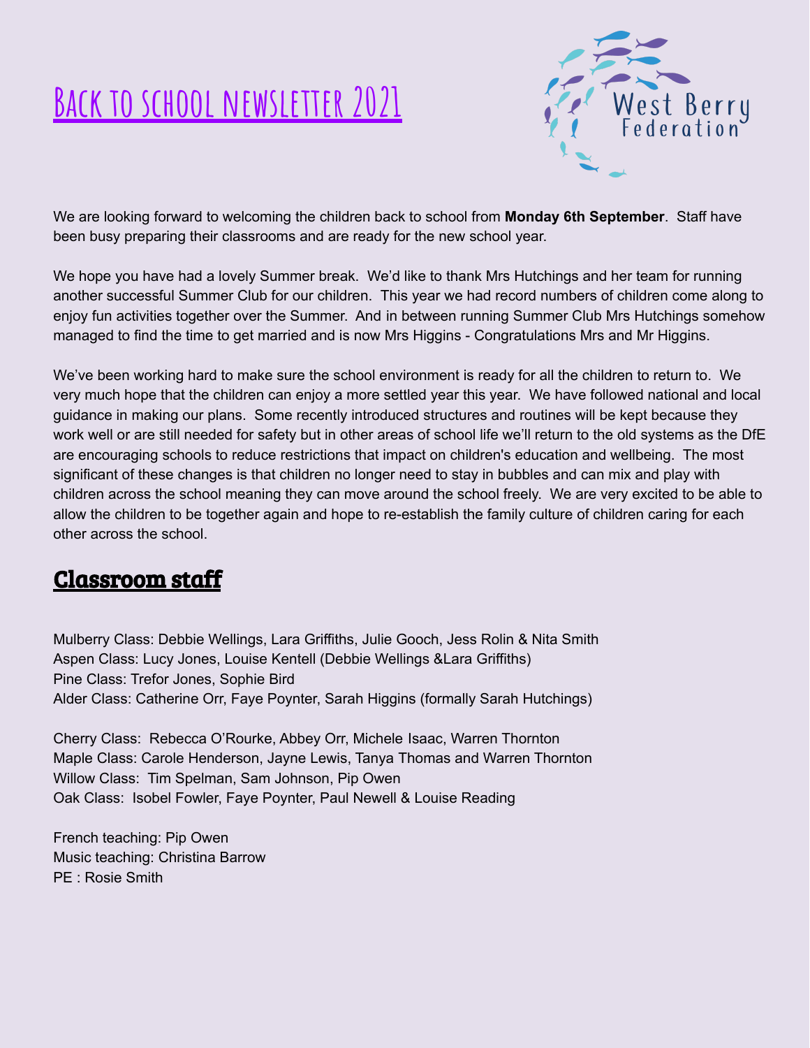# Back to school newsletter 2021

West Berry Federation

We are looking forward to welcoming the children back to school from **Monday 6th September**. Staff have been busy preparing their classrooms and are ready for the new school year.

We hope you have had a lovely Summer break. We'd like to thank Mrs Hutchings and her team for running another successful Summer Club for our children. This year we had record numbers of children come along to enjoy fun activities together over the Summer. And in between running Summer Club Mrs Hutchings somehow managed to find the time to get married and is now Mrs Higgins - Congratulations Mrs and Mr Higgins.

We've been working hard to make sure the school environment is ready for all the children to return to. We very much hope that the children can enjoy a more settled year this year. We have followed national and local guidance in making our plans. Some recently introduced structures and routines will be kept because they work well or are still needed for safety but in other areas of school life we'll return to the old systems as the DfE are encouraging schools to reduce restrictions that impact on children's education and wellbeing. The most significant of these changes is that children no longer need to stay in bubbles and can mix and play with children across the school meaning they can move around the school freely. We are very excited to be able to allow the children to be together again and hope to re-establish the family culture of children caring for each other across the school.

## Classroom staff

Mulberry Class: Debbie Wellings, Lara Griffiths, Julie Gooch, Jess Rolin & Nita Smith
Aspen Class: Lucy Jones, Louise Kentell (Debbie Wellings &Lara Griffiths)
Pine Class: Trefor Jones, Sophie Bird
Alder Class: Catherine Orr, Faye Poynter, Sarah Higgins (formally Sarah Hutchings)

Cherry Class: Rebecca O'Rourke, Abbey Orr, Michele Isaac, Warren Thornton
Maple Class: Carole Henderson, Jayne Lewis, Tanya Thomas and Warren Thornton
Willow Class: Tim Spelman, Sam Johnson, Pip Owen
Oak Class: Isobel Fowler, Faye Poynter, Paul Newell & Louise Reading

French teaching: Pip Owen
Music teaching: Christina Barrow
PE : Rosie Smith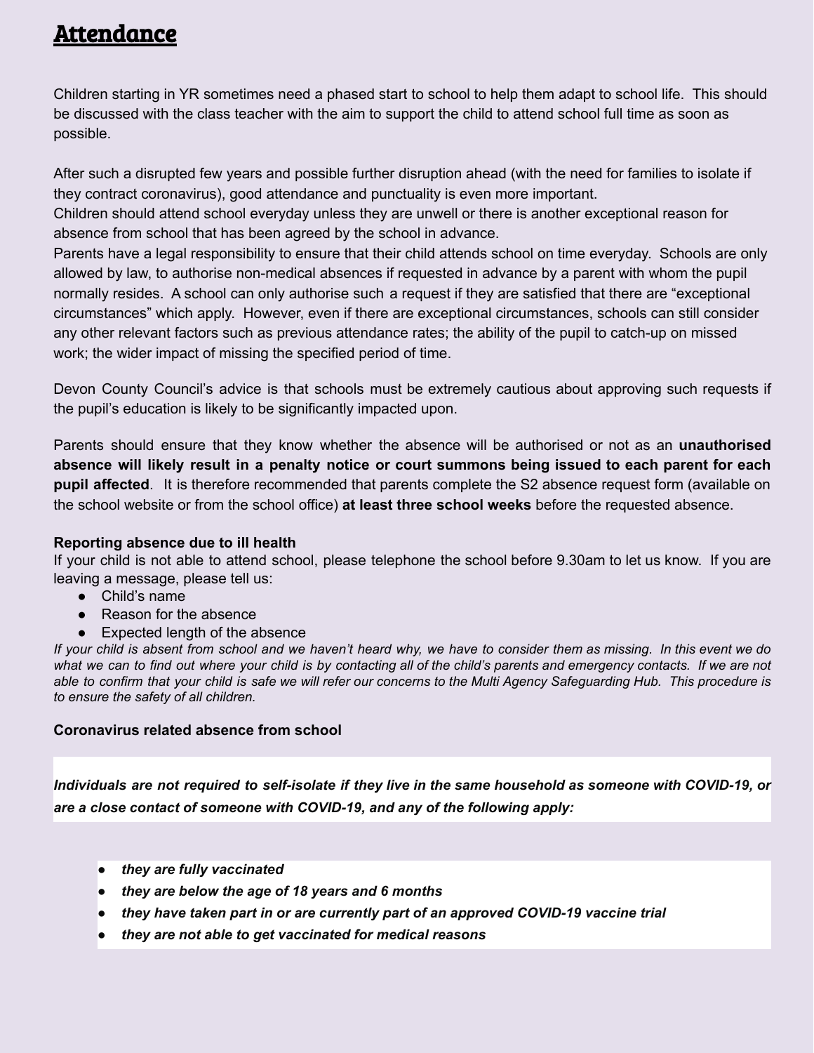# Attendance

Children starting in YR sometimes need a phased start to school to help them adapt to school life. This should be discussed with the class teacher with the aim to support the child to attend school full time as soon as possible.

After such a disrupted few years and possible further disruption ahead (with the need for families to isolate if they contract coronavirus), good attendance and punctuality is even more important.

Children should attend school everyday unless they are unwell or there is another exceptional reason for absence from school that has been agreed by the school in advance.

Parents have a legal responsibility to ensure that their child attends school on time everyday. Schools are only allowed by law, to authorise non-medical absences if requested in advance by a parent with whom the pupil normally resides. A school can only authorise such a request if they are satisfied that there are "exceptional circumstances" which apply. However, even if there are exceptional circumstances, schools can still consider any other relevant factors such as previous attendance rates; the ability of the pupil to catch-up on missed work; the wider impact of missing the specified period of time.

Devon County Council's advice is that schools must be extremely cautious about approving such requests if the pupil's education is likely to be significantly impacted upon.

Parents should ensure that they know whether the absence will be authorised or not as an **unauthorised absence will likely result in a penalty notice or court summons being issued to each parent for each pupil affected**. It is therefore recommended that parents complete the S2 absence request form (available on the school website or from the school office) **at least three school weeks** before the requested absence.

**Reporting absence due to ill health**

If your child is not able to attend school, please telephone the school before 9.30am to let us know. If you are leaving a message, please tell us:

- Child's name
- Reason for the absence
- Expected length of the absence

*If your child is absent from school and we haven't heard why, we have to consider them as missing. In this event we do what we can to find out where your child is by contacting all of the child's parents and emergency contacts. If we are not able to confirm that your child is safe we will refer our concerns to the Multi Agency Safeguarding Hub. This procedure is to ensure the safety of all children.*

**Coronavirus related absence from school**

***Individuals are not required to self-isolate if they live in the same household as someone with COVID-19, or are a close contact of someone with COVID-19, and any of the following apply:***

- ***they are fully vaccinated***
- ***they are below the age of 18 years and 6 months***
- ***they have taken part in or are currently part of an approved COVID-19 vaccine trial***
- ***they are not able to get vaccinated for medical reasons***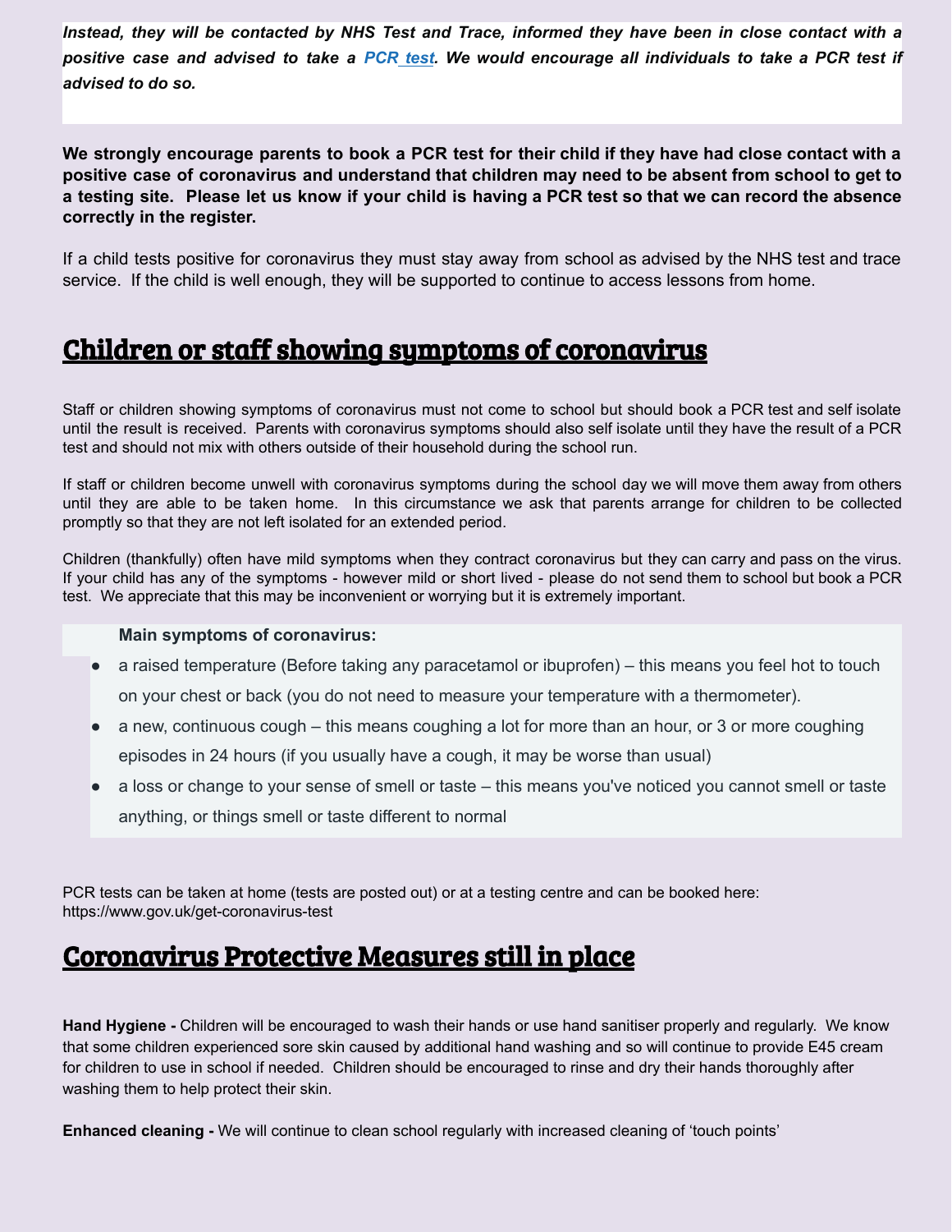***Instead, they will be contacted by NHS Test and Trace, informed they have been in close contact with a positive case and advised to take a PCR test. We would encourage all individuals to take a PCR test if advised to do so.***

**We strongly encourage parents to book a PCR test for their child if they have had close contact with a positive case of coronavirus and understand that children may need to be absent from school to get to a testing site. Please let us know if your child is having a PCR test so that we can record the absence correctly in the register.**

If a child tests positive for coronavirus they must stay away from school as advised by the NHS test and trace service. If the child is well enough, they will be supported to continue to access lessons from home.

## Children or staff showing symptoms of coronavirus

Staff or children showing symptoms of coronavirus must not come to school but should book a PCR test and self isolate until the result is received. Parents with coronavirus symptoms should also self isolate until they have the result of a PCR test and should not mix with others outside of their household during the school run.

If staff or children become unwell with coronavirus symptoms during the school day we will move them away from others until they are able to be taken home. In this circumstance we ask that parents arrange for children to be collected promptly so that they are not left isolated for an extended period.

Children (thankfully) often have mild symptoms when they contract coronavirus but they can carry and pass on the virus. If your child has any of the symptoms - however mild or short lived - please do not send them to school but book a PCR test. We appreciate that this may be inconvenient or worrying but it is extremely important.

**Main symptoms of coronavirus:**

- a raised temperature (Before taking any paracetamol or ibuprofen) – this means you feel hot to touch on your chest or back (you do not need to measure your temperature with a thermometer).
- a new, continuous cough – this means coughing a lot for more than an hour, or 3 or more coughing episodes in 24 hours (if you usually have a cough, it may be worse than usual)
- a loss or change to your sense of smell or taste – this means you've noticed you cannot smell or taste anything, or things smell or taste different to normal

PCR tests can be taken at home (tests are posted out) or at a testing centre and can be booked here: https://www.gov.uk/get-coronavirus-test

## Coronavirus Protective Measures still in place

**Hand Hygiene -** Children will be encouraged to wash their hands or use hand sanitiser properly and regularly. We know that some children experienced sore skin caused by additional hand washing and so will continue to provide E45 cream for children to use in school if needed. Children should be encouraged to rinse and dry their hands thoroughly after washing them to help protect their skin.

**Enhanced cleaning -** We will continue to clean school regularly with increased cleaning of 'touch points'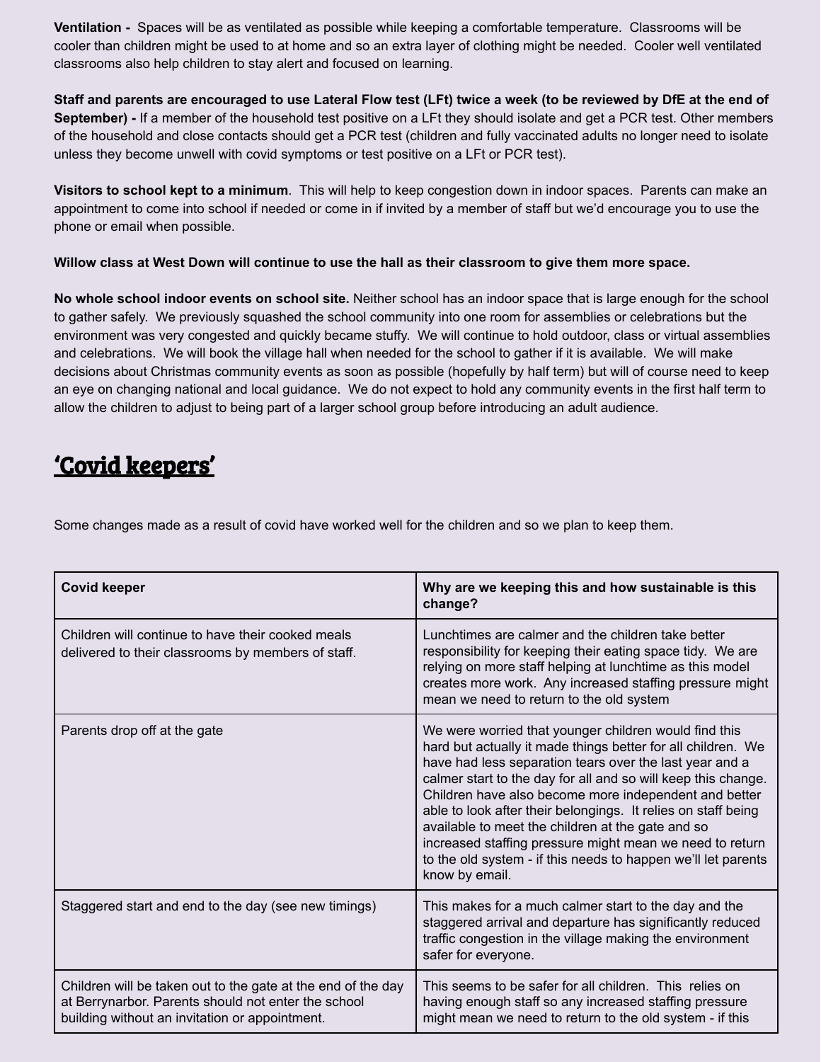**Ventilation -** Spaces will be as ventilated as possible while keeping a comfortable temperature. Classrooms will be cooler than children might be used to at home and so an extra layer of clothing might be needed. Cooler well ventilated classrooms also help children to stay alert and focused on learning.

**Staff and parents are encouraged to use Lateral Flow test (LFt) twice a week (to be reviewed by DfE at the end of September) -** If a member of the household test positive on a LFt they should isolate and get a PCR test. Other members of the household and close contacts should get a PCR test (children and fully vaccinated adults no longer need to isolate unless they become unwell with covid symptoms or test positive on a LFt or PCR test).

**Visitors to school kept to a minimum**. This will help to keep congestion down in indoor spaces. Parents can make an appointment to come into school if needed or come in if invited by a member of staff but we'd encourage you to use the phone or email when possible.

**Willow class at West Down will continue to use the hall as their classroom to give them more space.**

**No whole school indoor events on school site.** Neither school has an indoor space that is large enough for the school to gather safely. We previously squashed the school community into one room for assemblies or celebrations but the environment was very congested and quickly became stuffy. We will continue to hold outdoor, class or virtual assemblies and celebrations. We will book the village hall when needed for the school to gather if it is available. We will make decisions about Christmas community events as soon as possible (hopefully by half term) but will of course need to keep an eye on changing national and local guidance. We do not expect to hold any community events in the first half term to allow the children to adjust to being part of a larger school group before introducing an adult audience.

## 'Covid keepers'

Some changes made as a result of covid have worked well for the children and so we plan to keep them.

| **Covid keeper** | **Why are we keeping this and how sustainable is this change?** |
|---|---|
| Children will continue to have their cooked meals delivered to their classrooms by members of staff. | Lunchtimes are calmer and the children take better responsibility for keeping their eating space tidy. We are relying on more staff helping at lunchtime as this model creates more work. Any increased staffing pressure might mean we need to return to the old system |
| Parents drop off at the gate | We were worried that younger children would find this hard but actually it made things better for all children. We have had less separation tears over the last year and a calmer start to the day for all and so will keep this change. Children have also become more independent and better able to look after their belongings. It relies on staff being available to meet the children at the gate and so increased staffing pressure might mean we need to return to the old system - if this needs to happen we'll let parents know by email. |
| Staggered start and end to the day (see new timings) | This makes for a much calmer start to the day and the staggered arrival and departure has significantly reduced traffic congestion in the village making the environment safer for everyone. |
| Children will be taken out to the gate at the end of the day at Berrynarbor. Parents should not enter the school building without an invitation or appointment. | This seems to be safer for all children. This relies on having enough staff so any increased staffing pressure might mean we need to return to the old system - if this |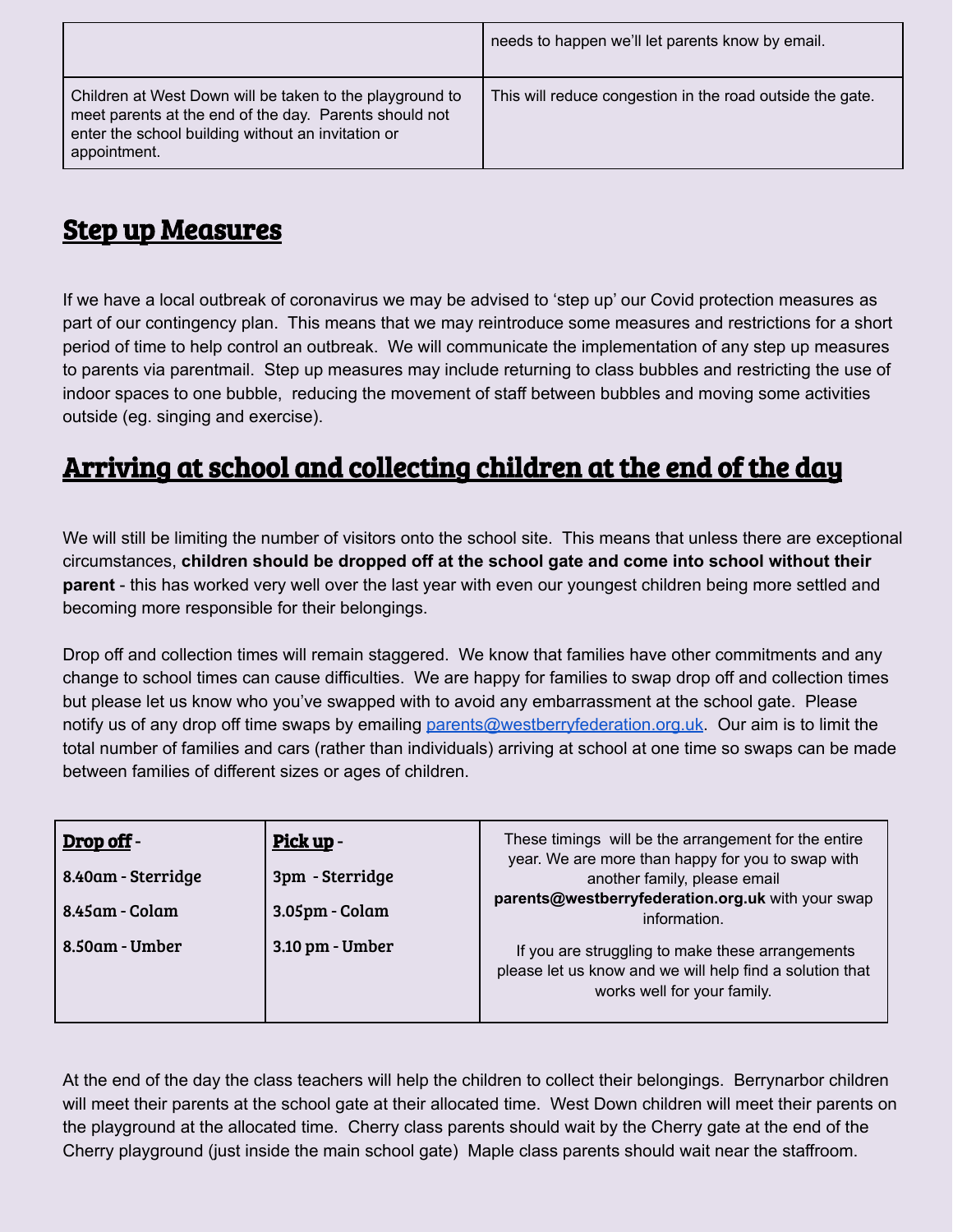| | |
|---|---|
| | needs to happen we'll let parents know by email. |
| Children at West Down will be taken to the playground to meet parents at the end of the day. Parents should not enter the school building without an invitation or appointment. | This will reduce congestion in the road outside the gate. |

## Step up Measures

If we have a local outbreak of coronavirus we may be advised to 'step up' our Covid protection measures as part of our contingency plan. This means that we may reintroduce some measures and restrictions for a short period of time to help control an outbreak. We will communicate the implementation of any step up measures to parents via parentmail. Step up measures may include returning to class bubbles and restricting the use of indoor spaces to one bubble, reducing the movement of staff between bubbles and moving some activities outside (eg. singing and exercise).

## Arriving at school and collecting children at the end of the day

We will still be limiting the number of visitors onto the school site. This means that unless there are exceptional circumstances, **children should be dropped off at the school gate and come into school without their parent** - this has worked very well over the last year with even our youngest children being more settled and becoming more responsible for their belongings.

Drop off and collection times will remain staggered. We know that families have other commitments and any change to school times can cause difficulties. We are happy for families to swap drop off and collection times but please let us know who you've swapped with to avoid any embarrassment at the school gate. Please notify us of any drop off time swaps by emailing parents@westberryfederation.org.uk. Our aim is to limit the total number of families and cars (rather than individuals) arriving at school at one time so swaps can be made between families of different sizes or ages of children.

| **Drop off** - | **Pick up** - | |
|---|---|---|
| 8.40am - Sterridge<br>8.45am - Colam<br>8.50am - Umber | 3pm - Sterridge<br>3.05pm - Colam<br>3.10 pm - Umber | These timings will be the arrangement for the entire year. We are more than happy for you to swap with another family, please email **parents@westberryfederation.org.uk** with your swap information.<br><br>If you are struggling to make these arrangements please let us know and we will help find a solution that works well for your family. |

At the end of the day the class teachers will help the children to collect their belongings. Berrynarbor children will meet their parents at the school gate at their allocated time. West Down children will meet their parents on the playground at the allocated time. Cherry class parents should wait by the Cherry gate at the end of the Cherry playground (just inside the main school gate) Maple class parents should wait near the staffroom.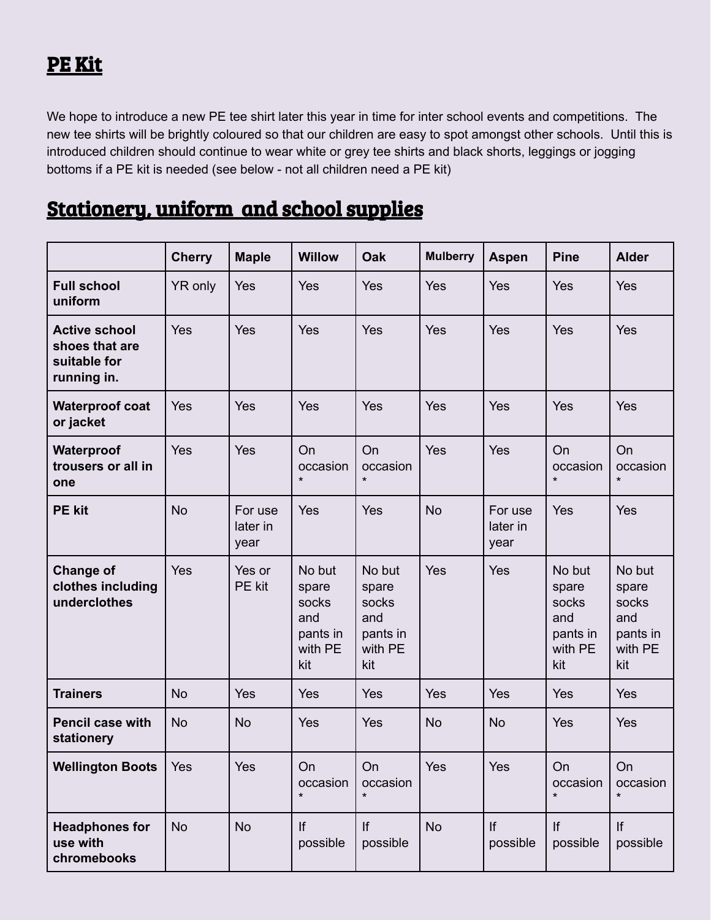## PE Kit

We hope to introduce a new PE tee shirt later this year in time for inter school events and competitions. The new tee shirts will be brightly coloured so that our children are easy to spot amongst other schools. Until this is introduced children should continue to wear white or grey tee shirts and black shorts, leggings or jogging bottoms if a PE kit is needed (see below - not all children need a PE kit)

## Stationery, uniform and school supplies

| | Cherry | Maple | Willow | Oak | Mulberry | Aspen | Pine | Alder |
|---|---|---|---|---|---|---|---|---|
| **Full school uniform** | YR only | Yes | Yes | Yes | Yes | Yes | Yes | Yes |
| **Active school shoes that are suitable for running in.** | Yes | Yes | Yes | Yes | Yes | Yes | Yes | Yes |
| **Waterproof coat or jacket** | Yes | Yes | Yes | Yes | Yes | Yes | Yes | Yes |
| **Waterproof trousers or all in one** | Yes | Yes | On occasion * | On occasion * | Yes | Yes | On occasion * | On occasion * |
| **PE kit** | No | For use later in year | Yes | Yes | No | For use later in year | Yes | Yes |
| **Change of clothes including underclothes** | Yes | Yes or PE kit | No but spare socks and pants in with PE kit | No but spare socks and pants in with PE kit | Yes | Yes | No but spare socks and pants in with PE kit | No but spare socks and pants in with PE kit |
| **Trainers** | No | Yes | Yes | Yes | Yes | Yes | Yes | Yes |
| **Pencil case with stationery** | No | No | Yes | Yes | No | No | Yes | Yes |
| **Wellington Boots** | Yes | Yes | On occasion * | On occasion * | Yes | Yes | On occasion * | On occasion * |
| **Headphones for use with chromebooks** | No | No | If possible | If possible | No | If possible | If possible | If possible |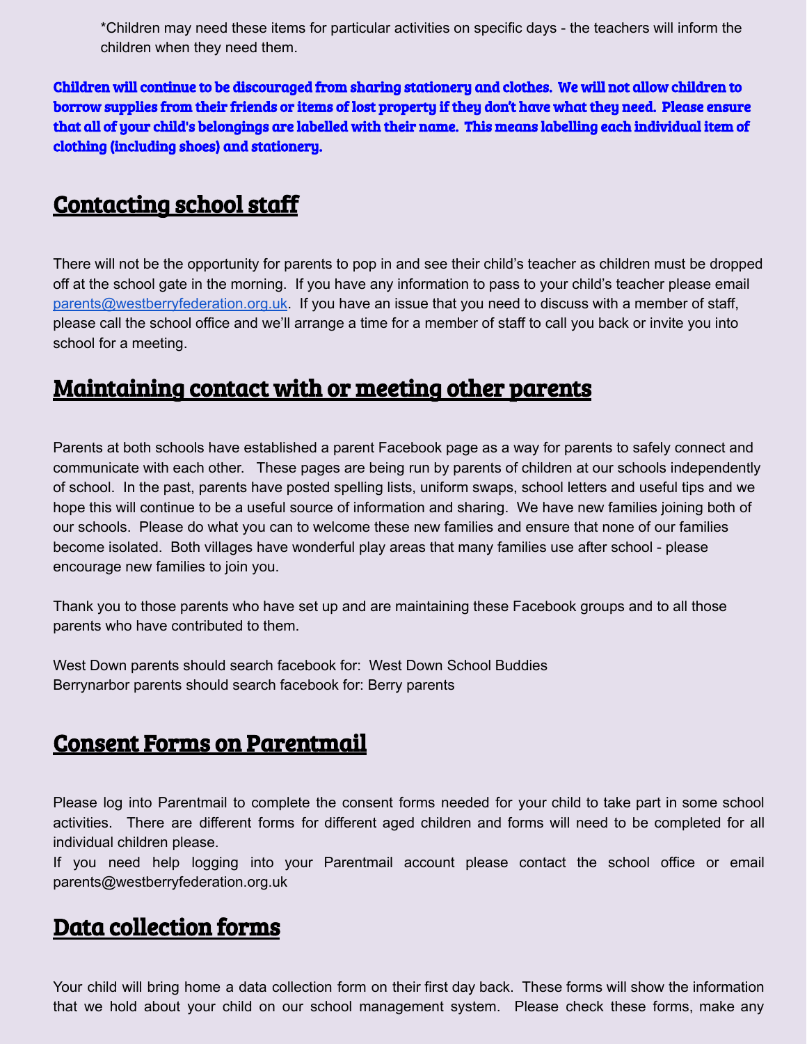*Children may need these items for particular activities on specific days - the teachers will inform the children when they need them.

**Children will continue to be discouraged from sharing stationery and clothes. We will not allow children to borrow supplies from their friends or items of lost property if they don't have what they need. Please ensure that all of your child's belongings are labelled with their name. This means labelling each individual item of clothing (including shoes) and stationery.**

## Contacting school staff

There will not be the opportunity for parents to pop in and see their child's teacher as children must be dropped off at the school gate in the morning. If you have any information to pass to your child's teacher please email [parents@westberryfederation.org.uk](mailto:parents@westberryfederation.org.uk). If you have an issue that you need to discuss with a member of staff, please call the school office and we'll arrange a time for a member of staff to call you back or invite you into school for a meeting.

## Maintaining contact with or meeting other parents

Parents at both schools have established a parent Facebook page as a way for parents to safely connect and communicate with each other. These pages are being run by parents of children at our schools independently of school. In the past, parents have posted spelling lists, uniform swaps, school letters and useful tips and we hope this will continue to be a useful source of information and sharing. We have new families joining both of our schools. Please do what you can to welcome these new families and ensure that none of our families become isolated. Both villages have wonderful play areas that many families use after school - please encourage new families to join you.

Thank you to those parents who have set up and are maintaining these Facebook groups and to all those parents who have contributed to them.

West Down parents should search facebook for: West Down School Buddies
Berrynarbor parents should search facebook for: Berry parents

## Consent Forms on Parentmail

Please log into Parentmail to complete the consent forms needed for your child to take part in some school activities. There are different forms for different aged children and forms will need to be completed for all individual children please.
If you need help logging into your Parentmail account please contact the school office or email parents@westberryfederation.org.uk

## Data collection forms

Your child will bring home a data collection form on their first day back. These forms will show the information that we hold about your child on our school management system. Please check these forms, make any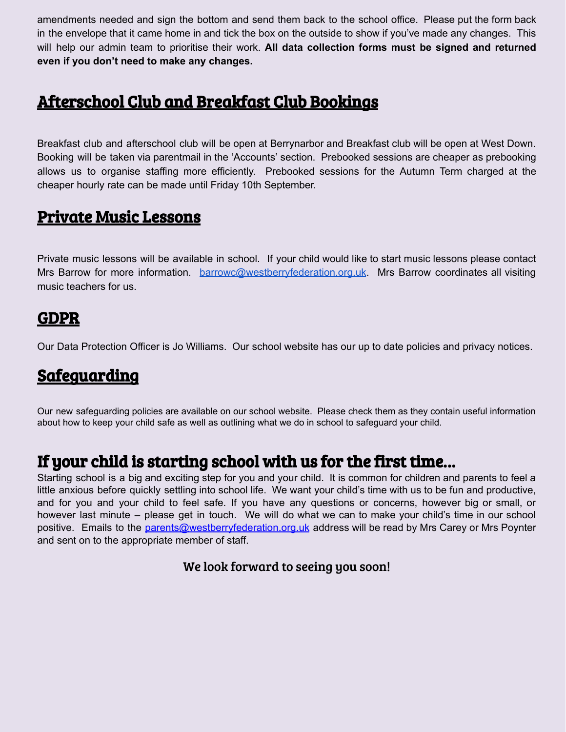amendments needed and sign the bottom and send them back to the school office. Please put the form back in the envelope that it came home in and tick the box on the outside to show if you've made any changes. This will help our admin team to prioritise their work. **All data collection forms must be signed and returned even if you don't need to make any changes.**

## Afterschool Club and Breakfast Club Bookings

Breakfast club and afterschool club will be open at Berrynarbor and Breakfast club will be open at West Down. Booking will be taken via parentmail in the 'Accounts' section. Prebooked sessions are cheaper as prebooking allows us to organise staffing more efficiently. Prebooked sessions for the Autumn Term charged at the cheaper hourly rate can be made until Friday 10th September.

## Private Music Lessons

Private music lessons will be available in school. If your child would like to start music lessons please contact Mrs Barrow for more information. barrowc@westberryfederation.org.uk. Mrs Barrow coordinates all visiting music teachers for us.

## GDPR

Our Data Protection Officer is Jo Williams. Our school website has our up to date policies and privacy notices.

## Safeguarding

Our new safeguarding policies are available on our school website. Please check them as they contain useful information about how to keep your child safe as well as outlining what we do in school to safeguard your child.

## If your child is starting school with us for the first time...

Starting school is a big and exciting step for you and your child. It is common for children and parents to feel a little anxious before quickly settling into school life. We want your child's time with us to be fun and productive, and for you and your child to feel safe. If you have any questions or concerns, however big or small, or however last minute – please get in touch. We will do what we can to make your child's time in our school positive. Emails to the parents@westberryfederation.org.uk address will be read by Mrs Carey or Mrs Poynter and sent on to the appropriate member of staff.

We look forward to seeing you soon!